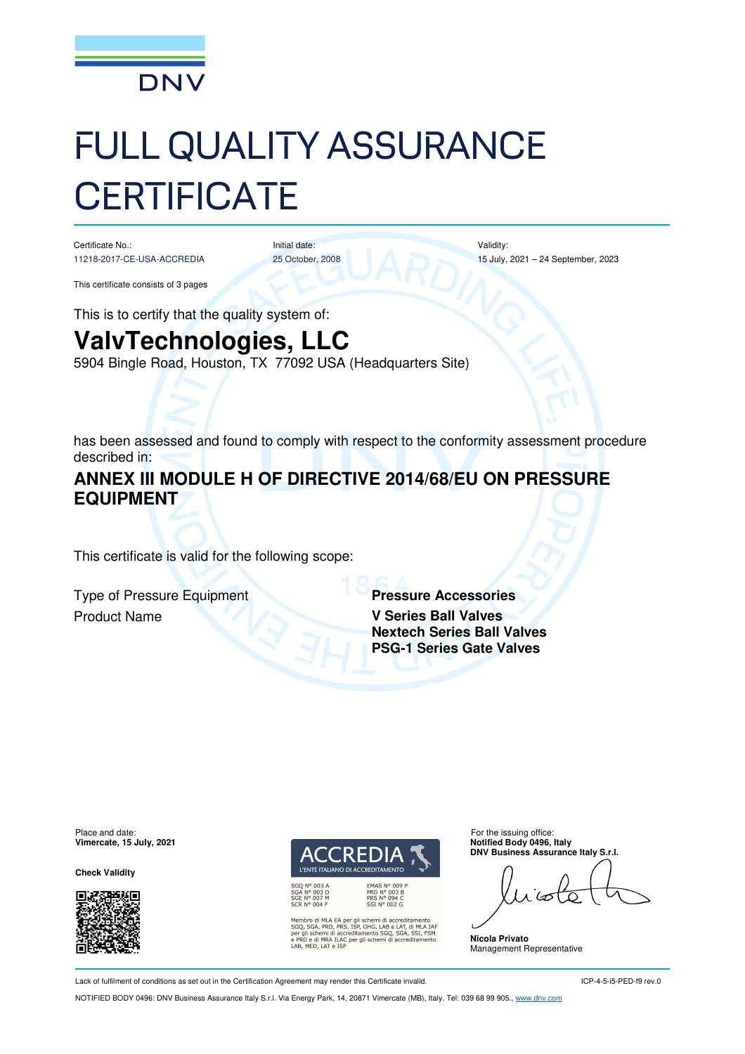DNV

# FULL QUALITY ASSURANCE CERTIFICATE

| Certificate No.: | Initial date: | Validity: |
|---|---|---|
| 11218-2017-CE-USA-ACCREDIA | 25 October, 2008 | 15 July, 2021 – 24 September, 2023 |

This certificate consists of 3 pages

This is to certify that the quality system of:

## ValvTechnologies, LLC

5904 Bingle Road, Houston, TX 77092 USA (Headquarters Site)

has been assessed and found to comply with respect to the conformity assessment procedure described in:

### ANNEX III MODULE H OF DIRECTIVE 2014/68/EU ON PRESSURE EQUIPMENT

This certificate is valid for the following scope:

| | |
|---|---|
| Type of Pressure Equipment | **Pressure Accessories** |
| Product Name | **V Series Ball Valves**<br>**Nextech Series Ball Valves**<br>**PSG-1 Series Gate Valves** |

Place and date:
**Vimercate, 15 July, 2021**

**Check Validity**

ACCREDIA
L'ENTE ITALIANO DI ACCREDITAMENTO

SGQ N° 003 A
SGA N° 003 D
SGE N° 007 M
SCR N° 004 F

EMAS N° 009 P
PRD N° 003 B
PRS N° 094 C
SSI N° 002 G

Membro di MLA EA per gli schemi di accreditamento SGQ, SGA, PRD, PRS, ISP, GHG, LAB e LAT, di MLA IAF per gli schemi di accreditamento SGQ, SGA, SSI, FSM e PRD e di MRA ILAC per gli schemi di accreditamento LAB, MED, LAT e ISP

For the issuing office:
**Notified Body 0496, Italy**
**DNV Business Assurance Italy S.r.l.**

**Nicola Privato**
Management Representative

Lack of fulfilment of conditions as set out in the Certification Agreement may render this Certificate invalid.

ICP-4-5-i5-PED-f9 rev.0

NOTIFIED BODY 0496: DNV Business Assurance Italy S.r.l. Via Energy Park, 14, 20871 Vimercate (MB), Italy. Tel: 039 68 99 905., www.dnv.com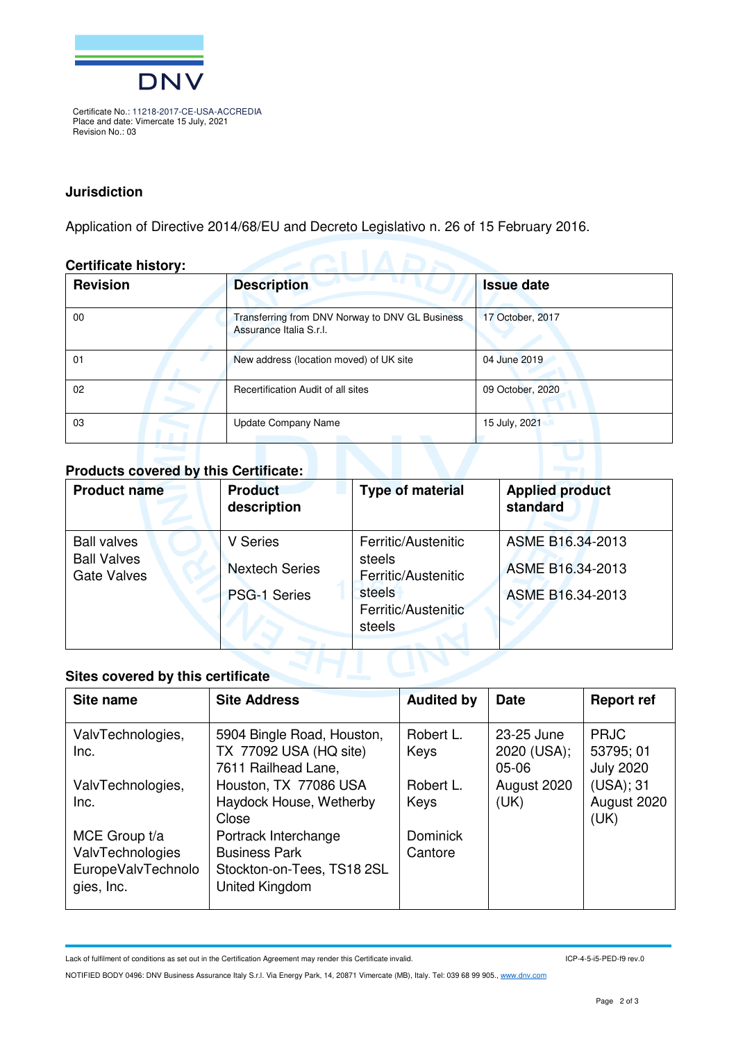Certificate No.: 11218-2017-CE-USA-ACCREDIA
Place and date: Vimercate 15 July, 2021
Revision No.: 03

## Jurisdiction

Application of Directive 2014/68/EU and Decreto Legislativo n. 26 of 15 February 2016.

### Certificate history:

| Revision | Description | Issue date |
|---|---|---|
| 00 | Transferring from DNV Norway to DNV GL Business Assurance Italia S.r.l. | 17 October, 2017 |
| 01 | New address (location moved) of UK site | 04 June 2019 |
| 02 | Recertification Audit of all sites | 09 October, 2020 |
| 03 | Update Company Name | 15 July, 2021 |

### Products covered by this Certificate:

| Product name | Product description | Type of material | Applied product standard |
|---|---|---|---|
| Ball valves | V Series | Ferritic/Austenitic steels | ASME B16.34-2013 |
| Ball Valves | Nextech Series | Ferritic/Austenitic steels | ASME B16.34-2013 |
| Gate Valves | PSG-1 Series | Ferritic/Austenitic steels | ASME B16.34-2013 |

### Sites covered by this certificate

| Site name | Site Address | Audited by | Date | Report ref |
|---|---|---|---|---|
| ValvTechnologies, Inc. | 5904 Bingle Road, Houston, TX 77092 USA (HQ site) | Robert L. Keys | 23-25 June 2020 (USA); 05-06 August 2020 (UK) | PRJC 53795; 01 July 2020 (USA); 31 August 2020 (UK) |
| ValvTechnologies, Inc. | 7611 Railhead Lane, Houston, TX 77086 USA | Robert L. Keys | | |
| MCE Group t/a ValvTechnologies EuropeValvTechnologies, Inc. | Haydock House, Wetherby Close Portrack Interchange Business Park Stockton-on-Tees, TS18 2SL United Kingdom | Dominick Cantore | | |

Lack of fulfilment of conditions as set out in the Certification Agreement may render this Certificate invalid.

ICP-4-5-i5-PED-f9 rev.0

NOTIFIED BODY 0496: DNV Business Assurance Italy S.r.l. Via Energy Park, 14, 20871 Vimercate (MB), Italy. Tel: 039 68 99 905., www.dnv.com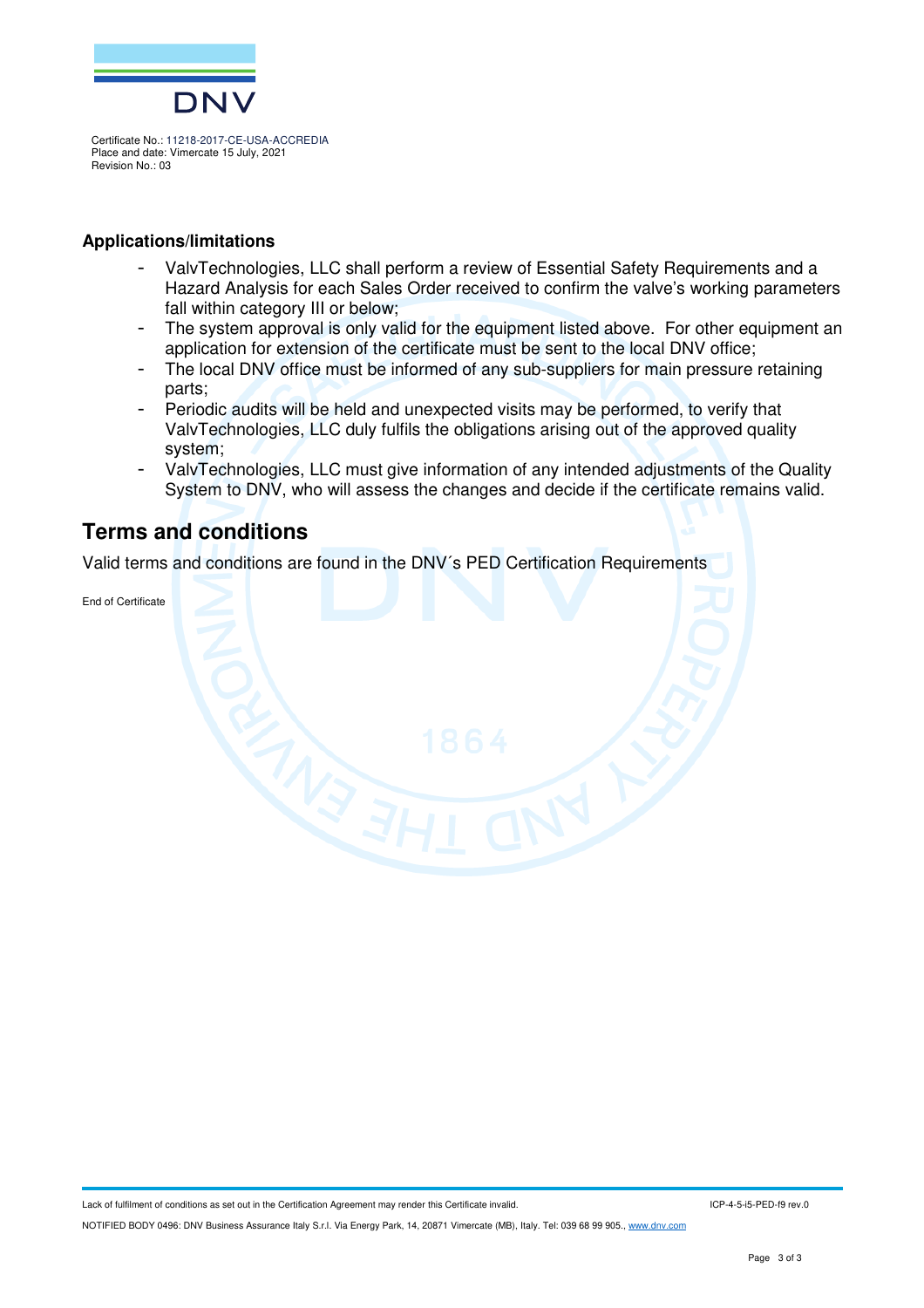Certificate No.: 11218-2017-CE-USA-ACCREDIA
Place and date: Vimercate 15 July, 2021
Revision No.: 03

### Applications/limitations

- ValvTechnologies, LLC shall perform a review of Essential Safety Requirements and a Hazard Analysis for each Sales Order received to confirm the valve's working parameters fall within category III or below;
- The system approval is only valid for the equipment listed above. For other equipment an application for extension of the certificate must be sent to the local DNV office;
- The local DNV office must be informed of any sub-suppliers for main pressure retaining parts;
- Periodic audits will be held and unexpected visits may be performed, to verify that ValvTechnologies, LLC duly fulfils the obligations arising out of the approved quality system;
- ValvTechnologies, LLC must give information of any intended adjustments of the Quality System to DNV, who will assess the changes and decide if the certificate remains valid.

## Terms and conditions

Valid terms and conditions are found in the DNV´s PED Certification Requirements

End of Certificate

Lack of fulfilment of conditions as set out in the Certification Agreement may render this Certificate invalid. ICP-4-5-i5-PED-f9 rev.0

NOTIFIED BODY 0496: DNV Business Assurance Italy S.r.l. Via Energy Park, 14, 20871 Vimercate (MB), Italy. Tel: 039 68 99 905., www.dnv.com